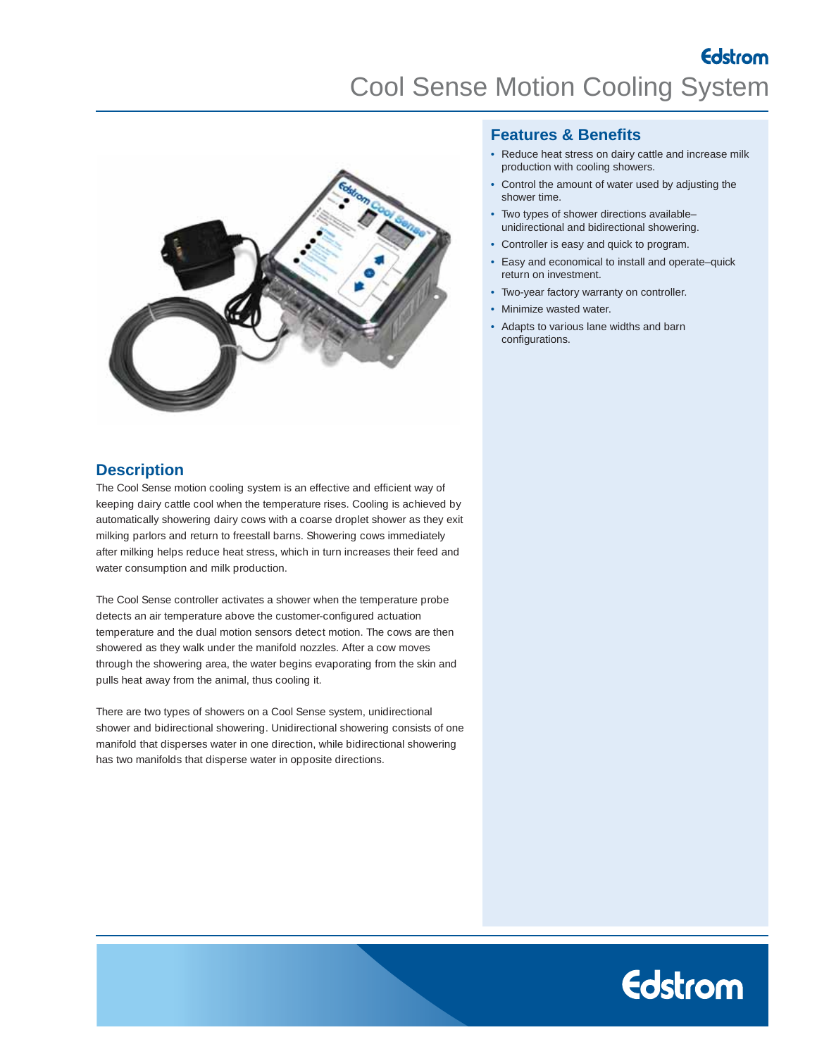Edstrom

# Cool Sense Motion Cooling System

## Features & Benefits

- Reduce heat stress on dairy cattle and increase milk production with cooling showers.
- Control the amount of water used by adjusting the shower time.
- Two types of shower directions available–unidirectional and bidirectional showering.
- Controller is easy and quick to program.
- Easy and economical to install and operate–quick return on investment.
- Two-year factory warranty on controller.
- Minimize wasted water.
- Adapts to various lane widths and barn configurations.

## Description

The Cool Sense motion cooling system is an effective and efficient way of keeping dairy cattle cool when the temperature rises. Cooling is achieved by automatically showering dairy cows with a coarse droplet shower as they exit milking parlors and return to freestall barns. Showering cows immediately after milking helps reduce heat stress, which in turn increases their feed and water consumption and milk production.

The Cool Sense controller activates a shower when the temperature probe detects an air temperature above the customer-configured actuation temperature and the dual motion sensors detect motion. The cows are then showered as they walk under the manifold nozzles. After a cow moves through the showering area, the water begins evaporating from the skin and pulls heat away from the animal, thus cooling it.

There are two types of showers on a Cool Sense system, unidirectional shower and bidirectional showering. Unidirectional showering consists of one manifold that disperses water in one direction, while bidirectional showering has two manifolds that disperse water in opposite directions.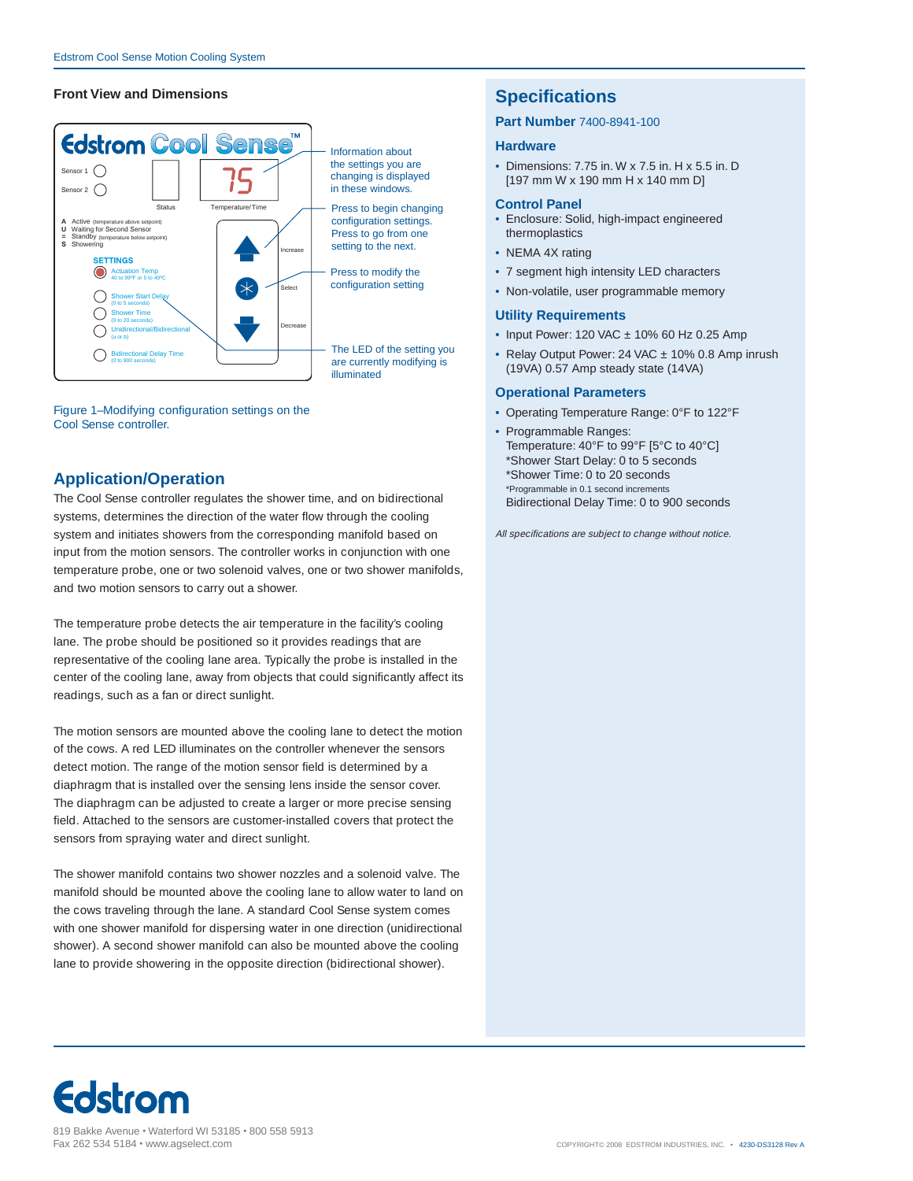## Front View and Dimensions

Edstrom Cool Sense™

Sensor 1
Sensor 2

Status

75
Temperature/Time

A Active (temperature above setpoint)
U Waiting for Second Sensor
= Standby (temperature below setpoint)
S Showering

SETTINGS
Actuation Temp (40 to 99°F or 5 to 40°C)
Shower Start Delay (0 to 5 seconds)
Shower Time (0 to 20 seconds)
Unidirectional/Bidirectional (u or b)
Bidirectional Delay Time (0 to 900 seconds)

Increase
Select
Decrease

Information about the settings you are changing is displayed in these windows.

Press to begin changing configuration settings. Press to go from one setting to the next.

Press to modify the configuration setting

The LED of the setting you are currently modifying is illuminated

Figure 1–Modifying configuration settings on the Cool Sense controller.

## Application/Operation

The Cool Sense controller regulates the shower time, and on bidirectional systems, determines the direction of the water flow through the cooling system and initiates showers from the corresponding manifold based on input from the motion sensors. The controller works in conjunction with one temperature probe, one or two solenoid valves, one or two shower manifolds, and two motion sensors to carry out a shower.

The temperature probe detects the air temperature in the facility's cooling lane. The probe should be positioned so it provides readings that are representative of the cooling lane area. Typically the probe is installed in the center of the cooling lane, away from objects that could significantly affect its readings, such as a fan or direct sunlight.

The motion sensors are mounted above the cooling lane to detect the motion of the cows. A red LED illuminates on the controller whenever the sensors detect motion. The range of the motion sensor field is determined by a diaphragm that is installed over the sensing lens inside the sensor cover. The diaphragm can be adjusted to create a larger or more precise sensing field. Attached to the sensors are customer-installed covers that protect the sensors from spraying water and direct sunlight.

The shower manifold contains two shower nozzles and a solenoid valve. The manifold should be mounted above the cooling lane to allow water to land on the cows traveling through the lane. A standard Cool Sense system comes with one shower manifold for dispersing water in one direction (unidirectional shower). A second shower manifold can also be mounted above the cooling lane to provide showering in the opposite direction (bidirectional shower).

## Specifications

**Part Number** 7400-8941-100

### Hardware

- Dimensions: 7.75 in. W x 7.5 in. H x 5.5 in. D [197 mm W x 190 mm H x 140 mm D]

### Control Panel

- Enclosure: Solid, high-impact engineered thermoplastics
- NEMA 4X rating
- 7 segment high intensity LED characters
- Non-volatile, user programmable memory

### Utility Requirements

- Input Power: 120 VAC ± 10% 60 Hz 0.25 Amp
- Relay Output Power: 24 VAC ± 10% 0.8 Amp inrush (19VA) 0.57 Amp steady state (14VA)

### Operational Parameters

- Operating Temperature Range: 0°F to 122°F
- Programmable Ranges:
  Temperature: 40°F to 99°F [5°C to 40°C]
  *Shower Start Delay: 0 to 5 seconds
  *Shower Time: 0 to 20 seconds
  *Programmable in 0.1 second increments
  Bidirectional Delay Time: 0 to 900 seconds

*All specifications are subject to change without notice.*

Edstrom

819 Bakke Avenue • Waterford WI 53185 • 800 558 5913
Fax 262 534 5184 • www.agselect.com

COPYRIGHT© 2008 EDSTROM INDUSTRIES, INC. • 4230-DS3128 Rev A